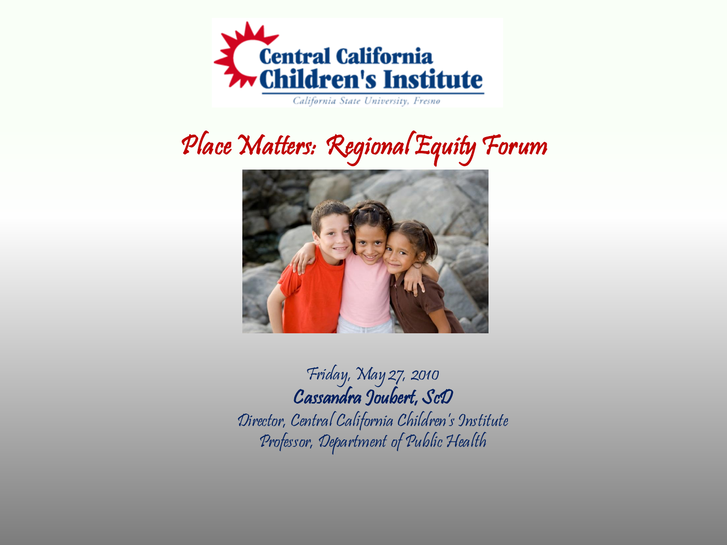Central California Children's Institute

California State University, Fresno

# Place Matters: Regional Equity Forum

Friday, May 27, 2010

**Cassandra Joubert, ScD**

*Director, Central California Children's Institute*

*Professor, Department of Public Health*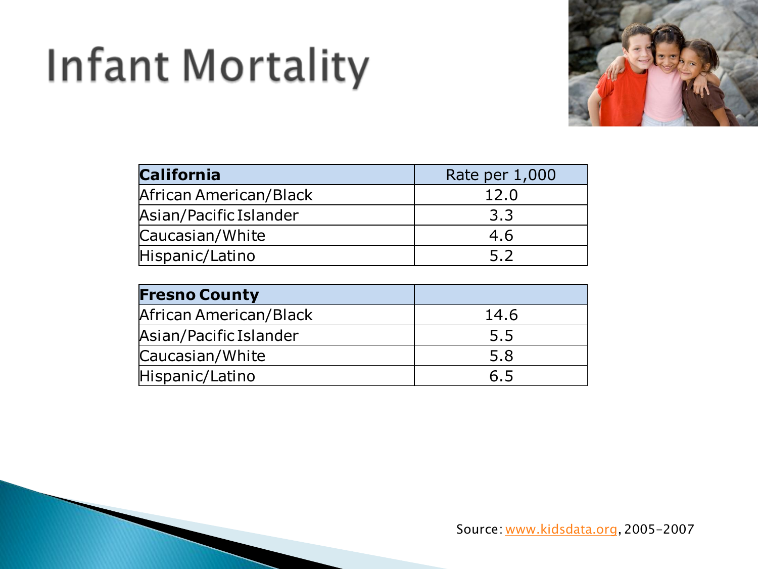# Infant Mortality

| California | Rate per 1,000 |
|---|---|
| African American/Black | 12.0 |
| Asian/Pacific Islander | 3.3 |
| Caucasian/White | 4.6 |
| Hispanic/Latino | 5.2 |

| Fresno County | |
|---|---|
| African American/Black | 14.6 |
| Asian/Pacific Islander | 5.5 |
| Caucasian/White | 5.8 |
| Hispanic/Latino | 6.5 |

Source: www.kidsdata.org, 2005-2007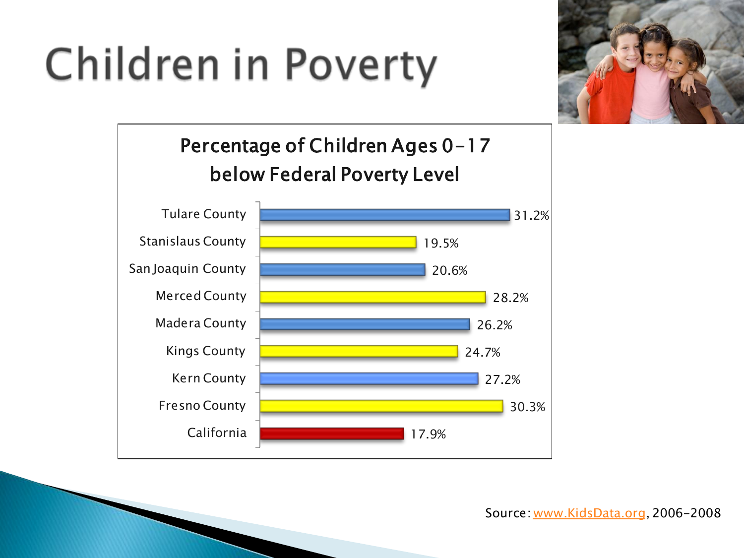# Children in Poverty

**Percentage of Children Ages 0-17 below Federal Poverty Level**

| Area | Percentage |
| --- | --- |
| Tulare County | 31.2% |
| Stanislaus County | 19.5% |
| San Joaquin County | 20.6% |
| Merced County | 28.2% |
| Madera County | 26.2% |
| Kings County | 24.7% |
| Kern County | 27.2% |
| Fresno County | 30.3% |
| California | 17.9% |

Source: www.KidsData.org, 2006-2008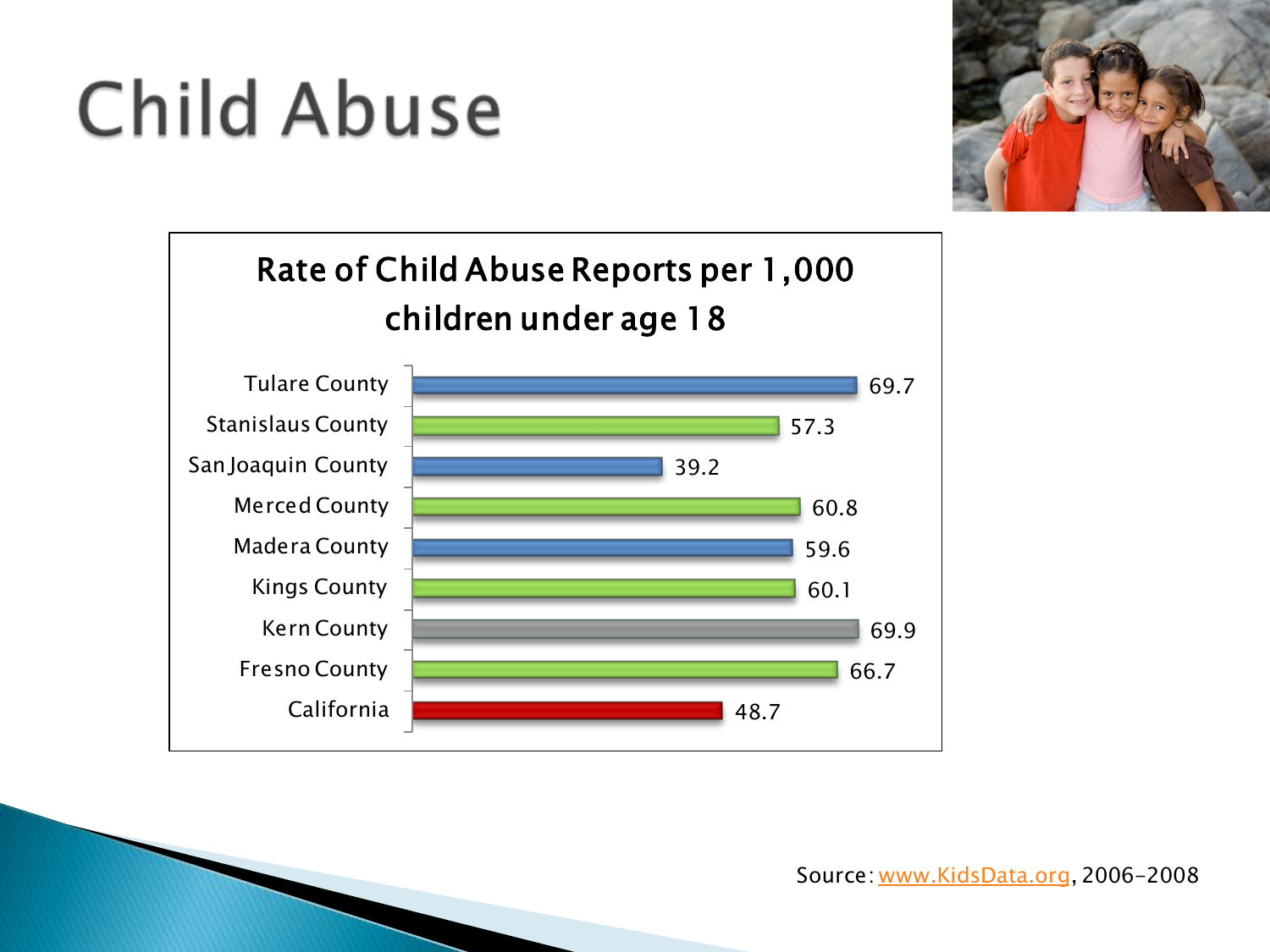# Child Abuse

**Rate of Child Abuse Reports per 1,000 children under age 18**

| Area | Rate |
| --- | --- |
| Tulare County | 69.7 |
| Stanislaus County | 57.3 |
| San Joaquin County | 39.2 |
| Merced County | 60.8 |
| Madera County | 59.6 |
| Kings County | 60.1 |
| Kern County | 69.9 |
| Fresno County | 66.7 |
| California | 48.7 |

Source: www.KidsData.org, 2006-2008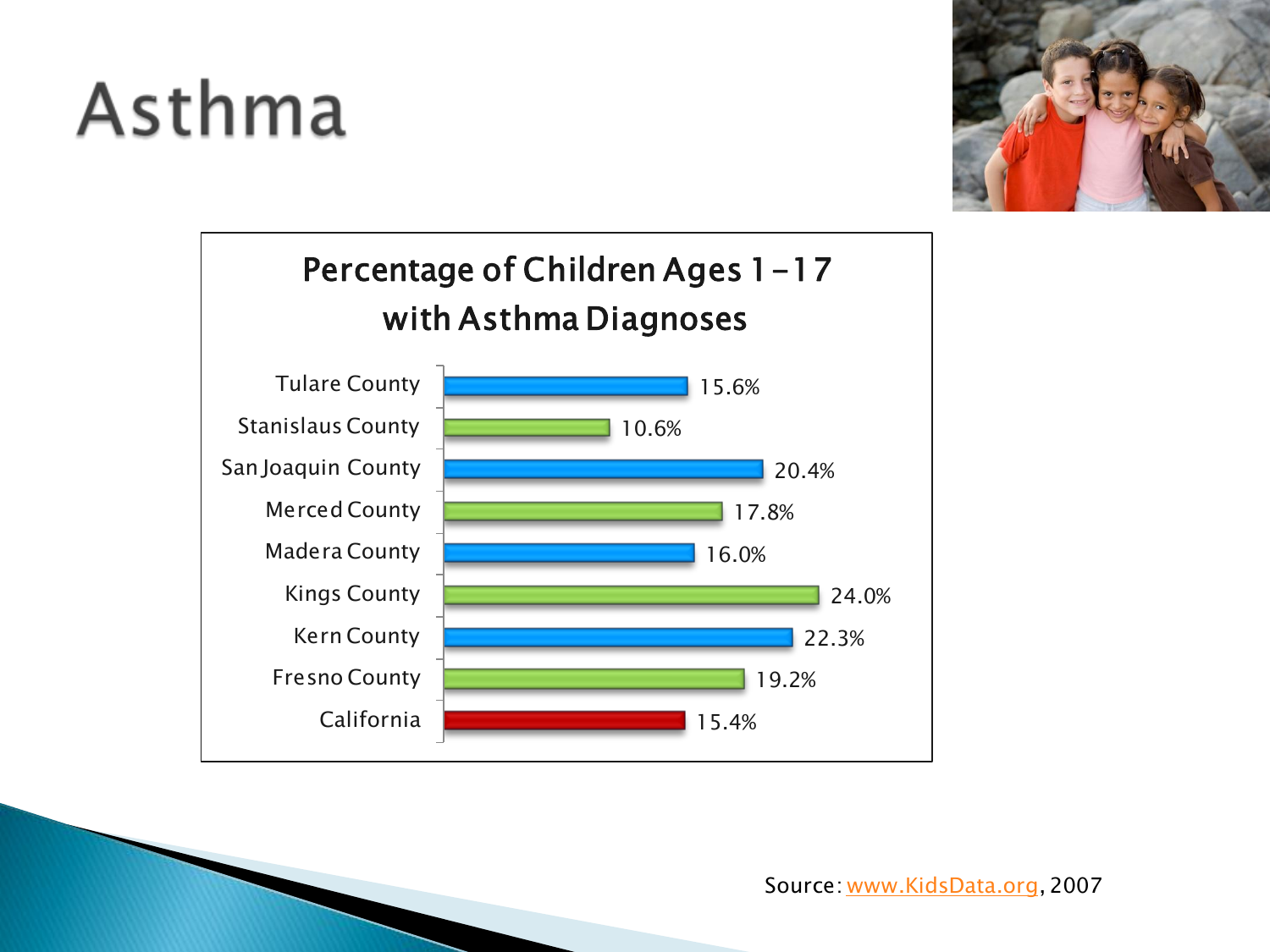# Asthma

## Percentage of Children Ages 1-17 with Asthma Diagnoses

| Location | Percentage |
| --- | --- |
| Tulare County | 15.6% |
| Stanislaus County | 10.6% |
| San Joaquin County | 20.4% |
| Merced County | 17.8% |
| Madera County | 16.0% |
| Kings County | 24.0% |
| Kern County | 22.3% |
| Fresno County | 19.2% |
| California | 15.4% |

Source: www.KidsData.org, 2007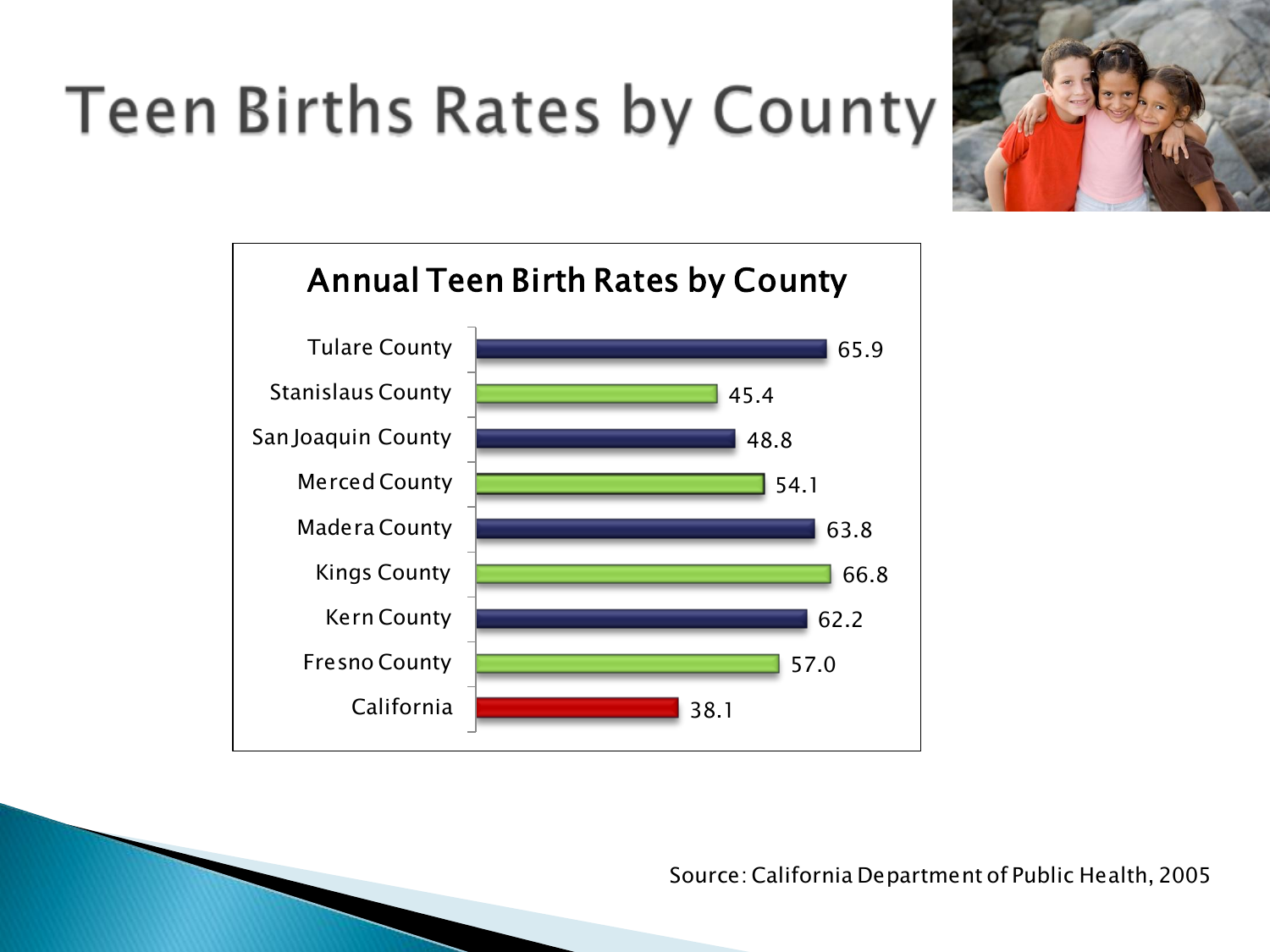# Teen Births Rates by County

**Annual Teen Birth Rates by County**

| County | Rate |
|---|---|
| Tulare County | 65.9 |
| Stanislaus County | 45.4 |
| San Joaquin County | 48.8 |
| Merced County | 54.1 |
| Madera County | 63.8 |
| Kings County | 66.8 |
| Kern County | 62.2 |
| Fresno County | 57.0 |
| California | 38.1 |

Source: California Department of Public Health, 2005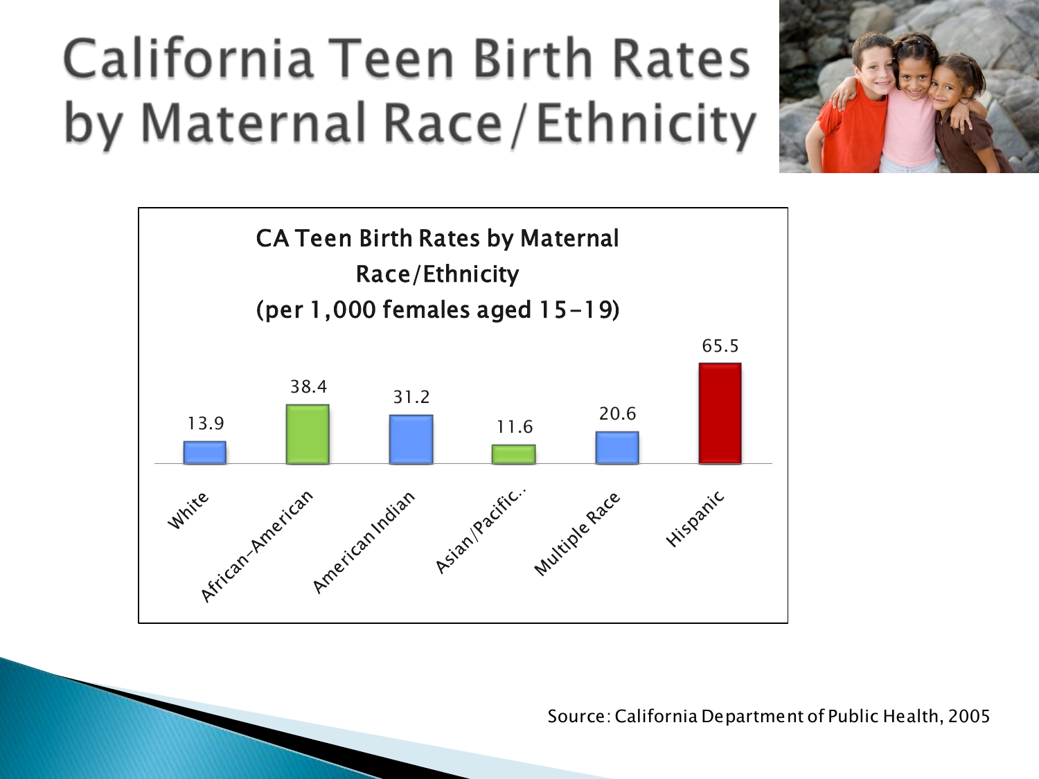# California Teen Birth Rates by Maternal Race/Ethnicity

CA Teen Birth Rates by Maternal Race/Ethnicity
(per 1,000 females aged 15-19)

13.9
38.4
31.2
11.6
20.6
65.5

White
African-American
American Indian
Asian/Pacific..
Multiple Race
Hispanic

Source: California Department of Public Health, 2005